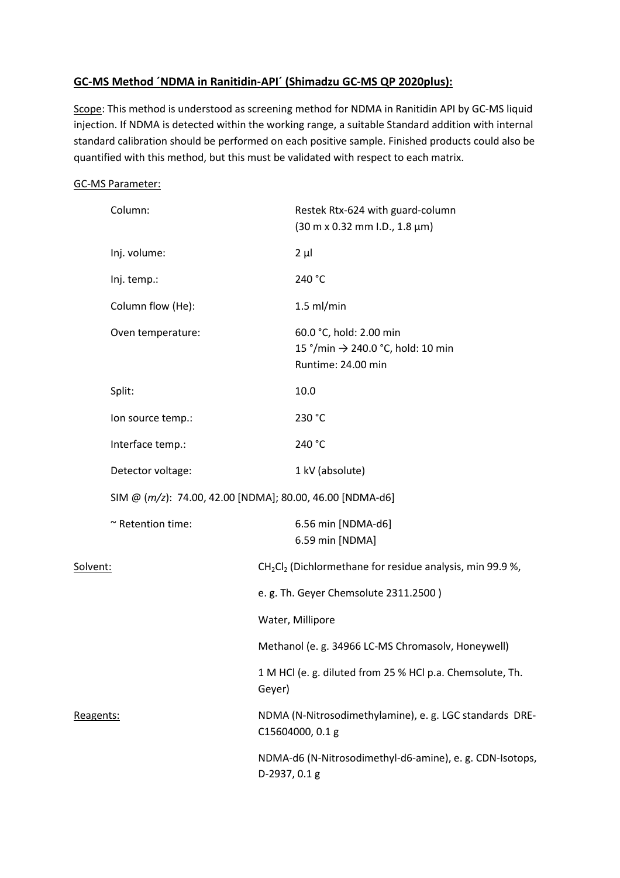## GC-MS Method ´NDMA in Ranitidin-API´ (Shimadzu GC-MS QP 2020plus):

Scope: This method is understood as screening method for NDMA in Ranitidin API by GC-MS liquid injection. If NDMA is detected within the working range, a suitable Standard addition with internal standard calibration should be performed on each positive sample. Finished products could also be quantified with this method, but this must be validated with respect to each matrix.

GC-MS Parameter:

| | |
|---|---|
| Column: | Restek Rtx-624 with guard-column (30 m x 0.32 mm I.D., 1.8 µm) |
| Inj. volume: | 2 µl |
| Inj. temp.: | 240 °C |
| Column flow (He): | 1.5 ml/min |
| Oven temperature: | 60.0 °C, hold: 2.00 min<br>15 °/min → 240.0 °C, hold: 10 min<br>Runtime: 24.00 min |
| Split: | 10.0 |
| Ion source temp.: | 230 °C |
| Interface temp.: | 240 °C |
| Detector voltage: | 1 kV (absolute) |

SIM @ (*m/z*): 74.00, 42.00 [NDMA]; 80.00, 46.00 [NDMA-d6]

| | |
|---|---|
| ~ Retention time: | 6.56 min [NDMA-d6]<br>6.59 min [NDMA] |

Solvent:

- $CH_2Cl_2$ (Dichlormethane for residue analysis, min 99.9 %, e. g. Th. Geyer Chemsolute 2311.2500 )
- Water, Millipore
- Methanol (e. g. 34966 LC-MS Chromasolv, Honeywell)
- 1 M HCl (e. g. diluted from 25 % HCl p.a. Chemsolute, Th. Geyer)

Reagents:

- NDMA (N-Nitrosodimethylamine), e. g. LGC standards DRE-C15604000, 0.1 g
- NDMA-d6 (N-Nitrosodimethyl-d6-amine), e. g. CDN-Isotops, D-2937, 0.1 g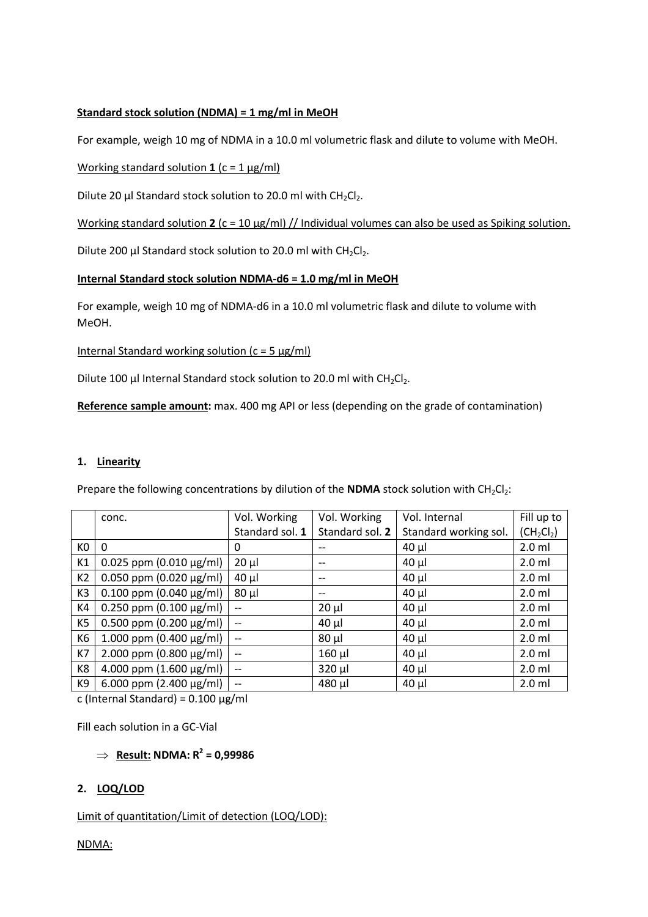**Standard stock solution (NDMA) = 1 mg/ml in MeOH**

For example, weigh 10 mg of NDMA in a 10.0 ml volumetric flask and dilute to volume with MeOH.

Working standard solution **1** (c = 1 µg/ml)

Dilute 20 µl Standard stock solution to 20.0 ml with $CH_2Cl_2$.

Working standard solution **2** (c = 10 µg/ml) // Individual volumes can also be used as Spiking solution.

Dilute 200 µl Standard stock solution to 20.0 ml with $CH_2Cl_2$.

**Internal Standard stock solution NDMA-d6 = 1.0 mg/ml in MeOH**

For example, weigh 10 mg of NDMA-d6 in a 10.0 ml volumetric flask and dilute to volume with MeOH.

Internal Standard working solution (c = 5 µg/ml)

Dilute 100 µl Internal Standard stock solution to 20.0 ml with $CH_2Cl_2$.

**Reference sample amount:** max. 400 mg API or less (depending on the grade of contamination)

## 1. Linearity

Prepare the following concentrations by dilution of the **NDMA** stock solution with $CH_2Cl_2$:

| | conc. | Vol. Working Standard sol. **1** | Vol. Working Standard sol. **2** | Vol. Internal Standard working sol. | Fill up to ($CH_2Cl_2$) |
|---|---|---|---|---|---|
| K0 | 0 | 0 | -- | 40 µl | 2.0 ml |
| K1 | 0.025 ppm (0.010 µg/ml) | 20 µl | -- | 40 µl | 2.0 ml |
| K2 | 0.050 ppm (0.020 µg/ml) | 40 µl | -- | 40 µl | 2.0 ml |
| K3 | 0.100 ppm (0.040 µg/ml) | 80 µl | -- | 40 µl | 2.0 ml |
| K4 | 0.250 ppm (0.100 µg/ml) | -- | 20 µl | 40 µl | 2.0 ml |
| K5 | 0.500 ppm (0.200 µg/ml) | -- | 40 µl | 40 µl | 2.0 ml |
| K6 | 1.000 ppm (0.400 µg/ml) | -- | 80 µl | 40 µl | 2.0 ml |
| K7 | 2.000 ppm (0.800 µg/ml) | -- | 160 µl | 40 µl | 2.0 ml |
| K8 | 4.000 ppm (1.600 µg/ml) | -- | 320 µl | 40 µl | 2.0 ml |
| K9 | 6.000 ppm (2.400 µg/ml) | -- | 480 µl | 40 µl | 2.0 ml |

c (Internal Standard) = 0.100 µg/ml

Fill each solution in a GC-Vial

⇒ **Result: NDMA: $R^2$ = 0,99986**

## 2. LOQ/LOD

Limit of quantitation/Limit of detection (LOQ/LOD):

NDMA: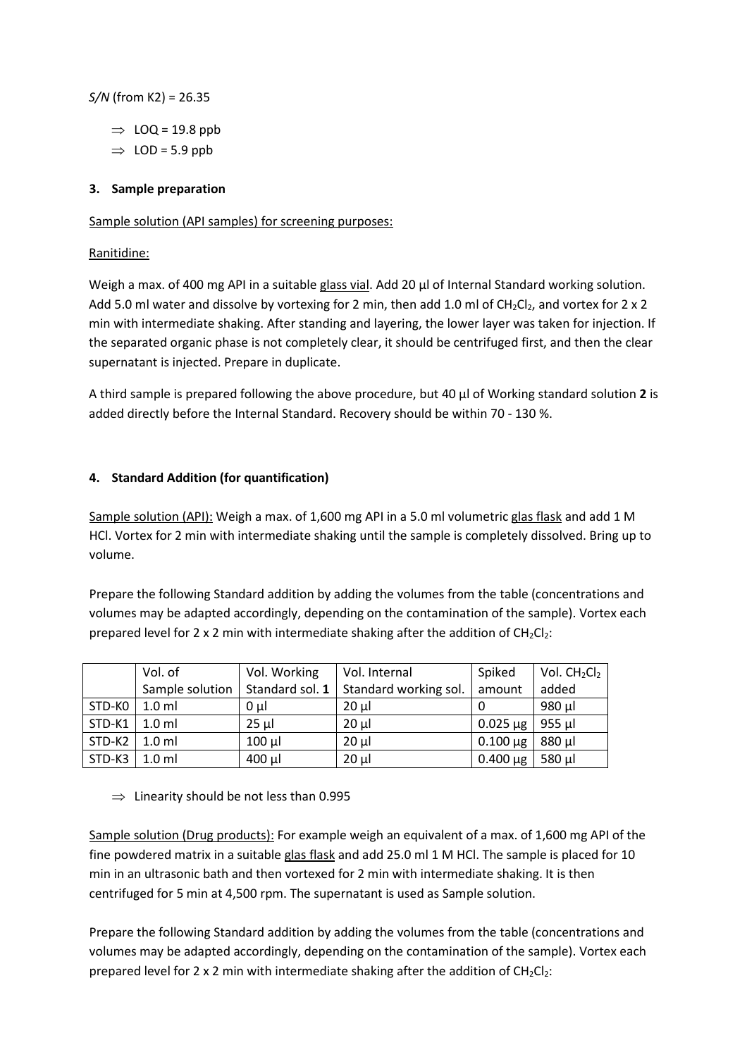*S/N* (from K2) = 26.35

- ⇒ LOQ = 19.8 ppb
- ⇒ LOD = 5.9 ppb

### 3. Sample preparation

Sample solution (API samples) for screening purposes:

Ranitidine:

Weigh a max. of 400 mg API in a suitable glass vial. Add 20 µl of Internal Standard working solution. Add 5.0 ml water and dissolve by vortexing for 2 min, then add 1.0 ml of $CH_2Cl_2$, and vortex for 2 x 2 min with intermediate shaking. After standing and layering, the lower layer was taken for injection. If the separated organic phase is not completely clear, it should be centrifuged first, and then the clear supernatant is injected. Prepare in duplicate.

A third sample is prepared following the above procedure, but 40 µl of Working standard solution **2** is added directly before the Internal Standard. Recovery should be within 70 - 130 %.

### 4. Standard Addition (for quantification)

Sample solution (API): Weigh a max. of 1,600 mg API in a 5.0 ml volumetric glas flask and add 1 M HCl. Vortex for 2 min with intermediate shaking until the sample is completely dissolved. Bring up to volume.

Prepare the following Standard addition by adding the volumes from the table (concentrations and volumes may be adapted accordingly, depending on the contamination of the sample). Vortex each prepared level for 2 x 2 min with intermediate shaking after the addition of $CH_2Cl_2$:

| | Vol. of Sample solution | Vol. Working Standard sol. **1** | Vol. Internal Standard working sol. | Spiked amount | Vol. $CH_2Cl_2$ added |
|---|---|---|---|---|---|
| STD-K0 | 1.0 ml | 0 µl | 20 µl | 0 | 980 µl |
| STD-K1 | 1.0 ml | 25 µl | 20 µl | 0.025 µg | 955 µl |
| STD-K2 | 1.0 ml | 100 µl | 20 µl | 0.100 µg | 880 µl |
| STD-K3 | 1.0 ml | 400 µl | 20 µl | 0.400 µg | 580 µl |

- ⇒ Linearity should be not less than 0.995

Sample solution (Drug products): For example weigh an equivalent of a max. of 1,600 mg API of the fine powdered matrix in a suitable glas flask and add 25.0 ml 1 M HCl. The sample is placed for 10 min in an ultrasonic bath and then vortexed for 2 min with intermediate shaking. It is then centrifuged for 5 min at 4,500 rpm. The supernatant is used as Sample solution.

Prepare the following Standard addition by adding the volumes from the table (concentrations and volumes may be adapted accordingly, depending on the contamination of the sample). Vortex each prepared level for 2 x 2 min with intermediate shaking after the addition of $CH_2Cl_2$: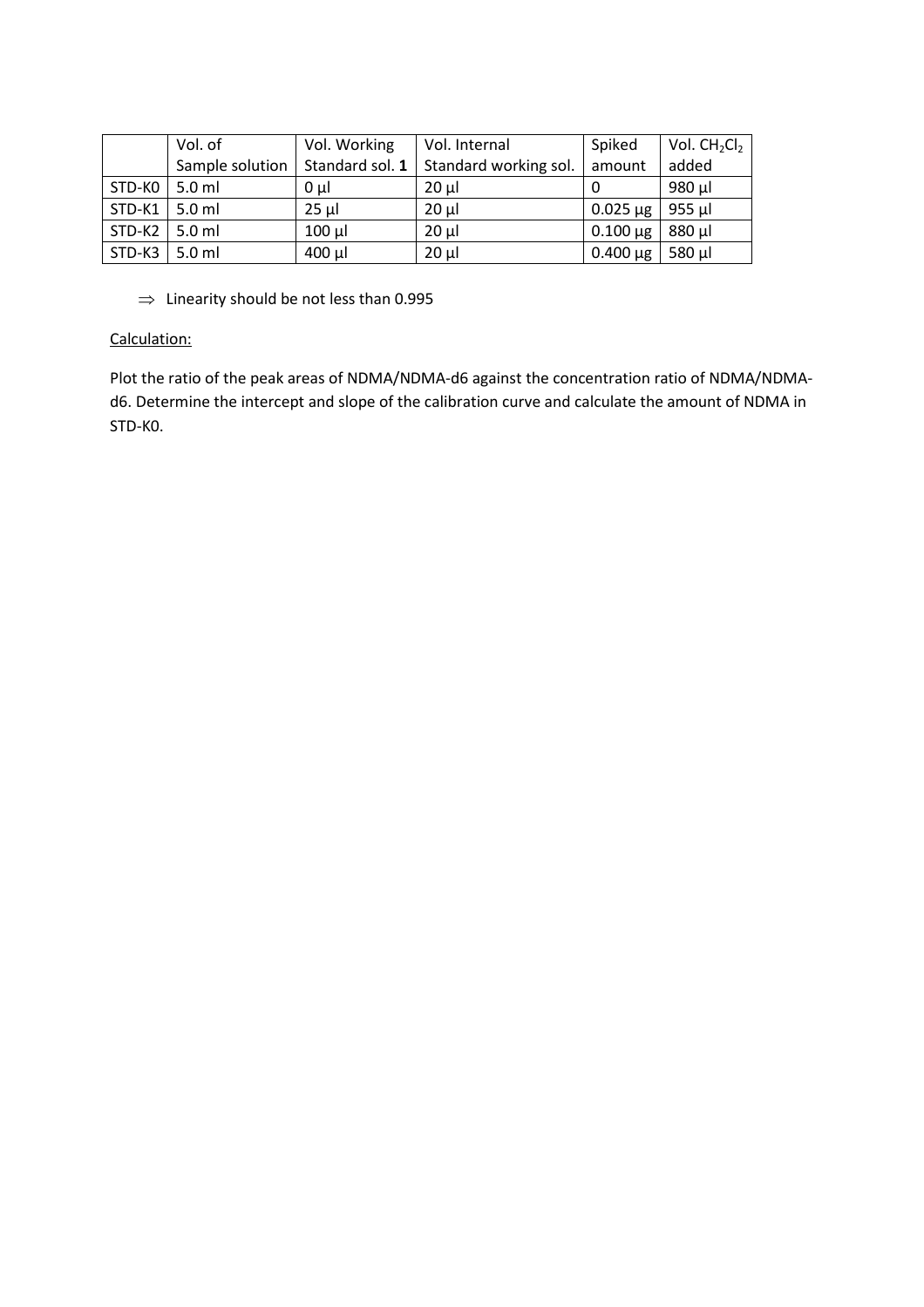| | Vol. of Sample solution | Vol. Working Standard sol. **1** | Vol. Internal Standard working sol. | Spiked amount | Vol. $CH_2Cl_2$ added |
|---|---|---|---|---|---|
| STD-K0 | 5.0 ml | 0 µl | 20 µl | 0 | 980 µl |
| STD-K1 | 5.0 ml | 25 µl | 20 µl | 0.025 µg | 955 µl |
| STD-K2 | 5.0 ml | 100 µl | 20 µl | 0.100 µg | 880 µl |
| STD-K3 | 5.0 ml | 400 µl | 20 µl | 0.400 µg | 580 µl |

$\Rightarrow$ Linearity should be not less than 0.995

Calculation:

Plot the ratio of the peak areas of NDMA/NDMA-d6 against the concentration ratio of NDMA/NDMA-d6. Determine the intercept and slope of the calibration curve and calculate the amount of NDMA in STD-K0.